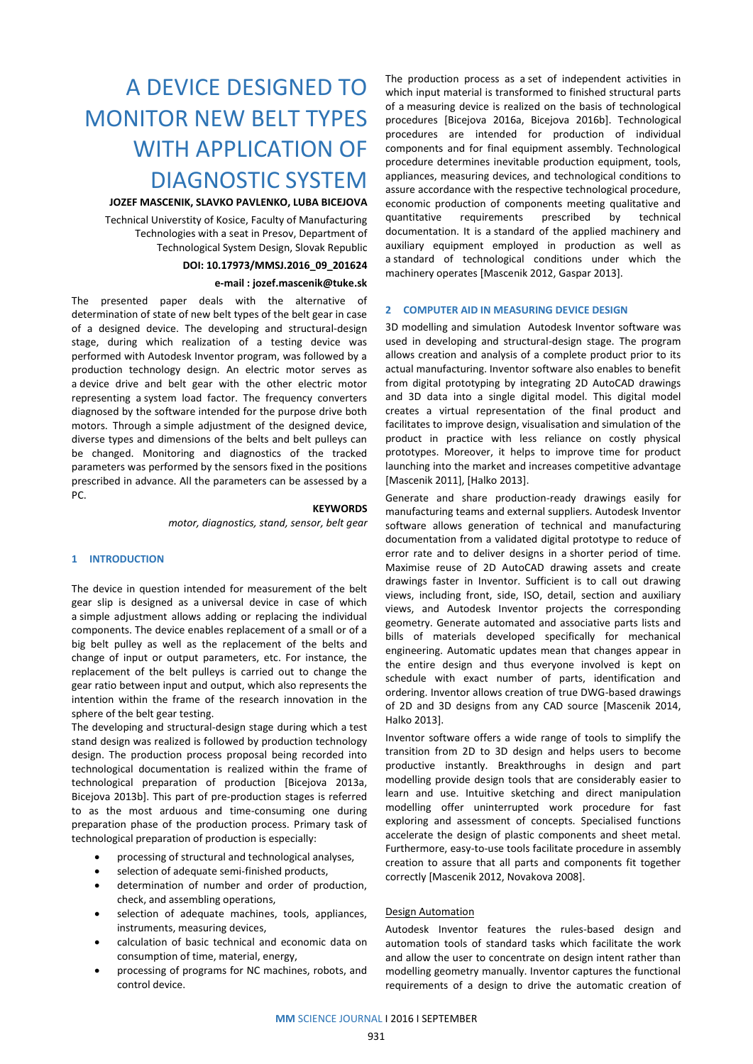# A DEVICE DESIGNED TO MONITOR NEW BELT TYPES WITH APPLICATION OF DIAGNOSTIC SYSTEM

**JOZEF MASCENIK, SLAVKO PAVLENKO, LUBA BICEJOVA**

Technical Universtity of Kosice, Faculty of Manufacturing Technologies with a seat in Presov, Department of Technological System Design, Slovak Republic

**DOI: 10.17973/MMSJ.2016_09_201624**

**e-mail : jozef.mascenik@tuke.sk**

The presented paper deals with the alternative of determination of state of new belt types of the belt gear in case of a designed device. The developing and structural-design stage, during which realization of a testing device was performed with Autodesk Inventor program, was followed by a production technology design. An electric motor serves as a device drive and belt gear with the other electric motor representing a system load factor. The frequency converters diagnosed by the software intended for the purpose drive both motors. Through a simple adjustment of the designed device, diverse types and dimensions of the belts and belt pulleys can be changed. Monitoring and diagnostics of the tracked parameters was performed by the sensors fixed in the positions prescribed in advance. All the parameters can be assessed by a PC.

**KEYWORDS**

*motor, diagnostics, stand, sensor, belt gear*

## 1 INTRODUCTION

The device in question intended for measurement of the belt gear slip is designed as a universal device in case of which a simple adjustment allows adding or replacing the individual components. The device enables replacement of a small or of a big belt pulley as well as the replacement of the belts and change of input or output parameters, etc. For instance, the replacement of the belt pulleys is carried out to change the gear ratio between input and output, which also represents the intention within the frame of the research innovation in the sphere of the belt gear testing.

The developing and structural-design stage during which a test stand design was realized is followed by production technology design. The production process proposal being recorded into technological documentation is realized within the frame of technological preparation of production [Bicejova 2013a, Bicejova 2013b]. This part of pre-production stages is referred to as the most arduous and time-consuming one during preparation phase of the production process. Primary task of technological preparation of production is especially:

- processing of structural and technological analyses,
- selection of adequate semi-finished products,
- determination of number and order of production, check, and assembling operations,
- selection of adequate machines, tools, appliances, instruments, measuring devices,
- calculation of basic technical and economic data on consumption of time, material, energy,
- processing of programs for NC machines, robots, and control device.

The production process as a set of independent activities in which input material is transformed to finished structural parts of a measuring device is realized on the basis of technological procedures [Bicejova 2016a, Bicejova 2016b]. Technological procedures are intended for production of individual components and for final equipment assembly. Technological procedure determines inevitable production equipment, tools, appliances, measuring devices, and technological conditions to assure accordance with the respective technological procedure, economic production of components meeting qualitative and quantitative requirements prescribed by technical documentation. It is a standard of the applied machinery and auxiliary equipment employed in production as well as a standard of technological conditions under which the machinery operates [Mascenik 2012, Gaspar 2013].

## 2 COMPUTER AID IN MEASURING DEVICE DESIGN

3D modelling and simulation Autodesk Inventor software was used in developing and structural-design stage. The program allows creation and analysis of a complete product prior to its actual manufacturing. Inventor software also enables to benefit from digital prototyping by integrating 2D AutoCAD drawings and 3D data into a single digital model. This digital model creates a virtual representation of the final product and facilitates to improve design, visualisation and simulation of the product in practice with less reliance on costly physical prototypes. Moreover, it helps to improve time for product launching into the market and increases competitive advantage [Mascenik 2011], [Halko 2013].

Generate and share production-ready drawings easily for manufacturing teams and external suppliers. Autodesk Inventor software allows generation of technical and manufacturing documentation from a validated digital prototype to reduce of error rate and to deliver designs in a shorter period of time. Maximise reuse of 2D AutoCAD drawing assets and create drawings faster in Inventor. Sufficient is to call out drawing views, including front, side, ISO, detail, section and auxiliary views, and Autodesk Inventor projects the corresponding geometry. Generate automated and associative parts lists and bills of materials developed specifically for mechanical engineering. Automatic updates mean that changes appear in the entire design and thus everyone involved is kept on schedule with exact number of parts, identification and ordering. Inventor allows creation of true DWG-based drawings of 2D and 3D designs from any CAD source [Mascenik 2014, Halko 2013].

Inventor software offers a wide range of tools to simplify the transition from 2D to 3D design and helps users to become productive instantly. Breakthroughs in design and part modelling provide design tools that are considerably easier to learn and use. Intuitive sketching and direct manipulation modelling offer uninterrupted work procedure for fast exploring and assessment of concepts. Specialised functions accelerate the design of plastic components and sheet metal. Furthermore, easy-to-use tools facilitate procedure in assembly creation to assure that all parts and components fit together correctly [Mascenik 2012, Novakova 2008].

### Design Automation

Autodesk Inventor features the rules-based design and automation tools of standard tasks which facilitate the work and allow the user to concentrate on design intent rather than modelling geometry manually. Inventor captures the functional requirements of a design to drive the automatic creation of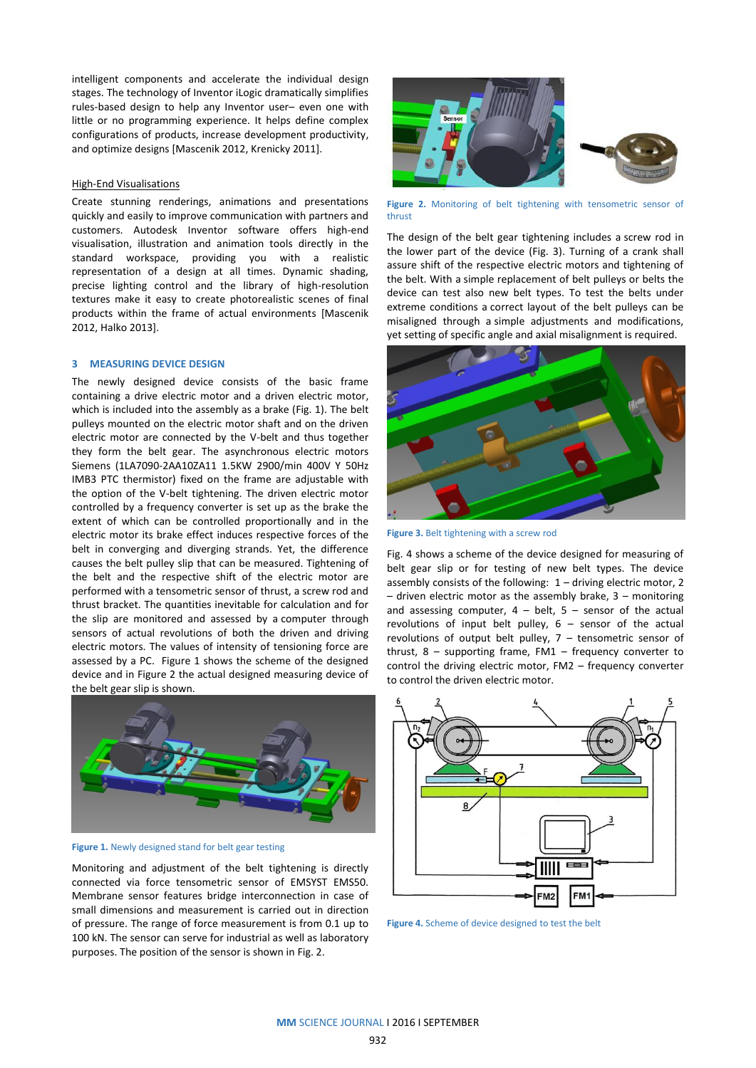intelligent components and accelerate the individual design stages. The technology of Inventor iLogic dramatically simplifies rules-based design to help any Inventor user– even one with little or no programming experience. It helps define complex configurations of products, increase development productivity, and optimize designs [Mascenik 2012, Krenicky 2011].

High-End Visualisations

Create stunning renderings, animations and presentations quickly and easily to improve communication with partners and customers. Autodesk Inventor software offers high-end visualisation, illustration and animation tools directly in the standard workspace, providing you with a realistic representation of a design at all times. Dynamic shading, precise lighting control and the library of high-resolution textures make it easy to create photorealistic scenes of final products within the frame of actual environments [Mascenik 2012, Halko 2013].

## 3 MEASURING DEVICE DESIGN

The newly designed device consists of the basic frame containing a drive electric motor and a driven electric motor, which is included into the assembly as a brake (Fig. 1). The belt pulleys mounted on the electric motor shaft and on the driven electric motor are connected by the V-belt and thus together they form the belt gear. The asynchronous electric motors Siemens (1LA7090-2AA10ZA11 1.5KW 2900/min 400V Y 50Hz IMB3 PTC thermistor) fixed on the frame are adjustable with the option of the V-belt tightening. The driven electric motor controlled by a frequency converter is set up as the brake the extent of which can be controlled proportionally and in the electric motor its brake effect induces respective forces of the belt in converging and diverging strands. Yet, the difference causes the belt pulley slip that can be measured. Tightening of the belt and the respective shift of the electric motor are performed with a tensometric sensor of thrust, a screw rod and thrust bracket. The quantities inevitable for calculation and for the slip are monitored and assessed by a computer through sensors of actual revolutions of both the driven and driving electric motors. The values of intensity of tensioning force are assessed by a PC. Figure 1 shows the scheme of the designed device and in Figure 2 the actual designed measuring device of the belt gear slip is shown.

Figure 1. Newly designed stand for belt gear testing

Monitoring and adjustment of the belt tightening is directly connected via force tensometric sensor of EMSYST EMS50. Membrane sensor features bridge interconnection in case of small dimensions and measurement is carried out in direction of pressure. The range of force measurement is from 0.1 up to 100 kN. The sensor can serve for industrial as well as laboratory purposes. The position of the sensor is shown in Fig. 2.

Figure 2. Monitoring of belt tightening with tensometric sensor of thrust

The design of the belt gear tightening includes a screw rod in the lower part of the device (Fig. 3). Turning of a crank shall assure shift of the respective electric motors and tightening of the belt. With a simple replacement of belt pulleys or belts the device can test also new belt types. To test the belts under extreme conditions a correct layout of the belt pulleys can be misaligned through a simple adjustments and modifications, yet setting of specific angle and axial misalignment is required.

Figure 3. Belt tightening with a screw rod

Fig. 4 shows a scheme of the device designed for measuring of belt gear slip or for testing of new belt types. The device assembly consists of the following: 1 – driving electric motor, 2 – driven electric motor as the assembly brake, 3 – monitoring and assessing computer, 4 – belt, 5 – sensor of the actual revolutions of input belt pulley, 6 – sensor of the actual revolutions of output belt pulley, 7 – tensometric sensor of thrust, 8 – supporting frame, FM1 – frequency converter to control the driving electric motor, FM2 – frequency converter to control the driven electric motor.

Figure 4. Scheme of device designed to test the belt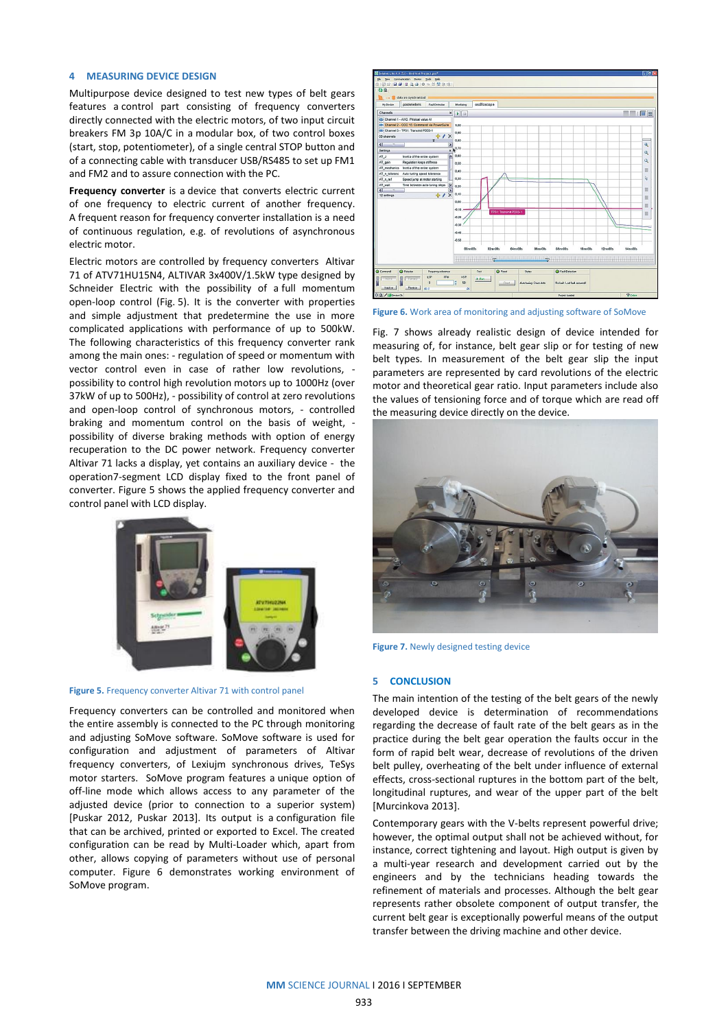## 4 MEASURING DEVICE DESIGN

Multipurpose device designed to test new types of belt gears features a control part consisting of frequency converters directly connected with the electric motors, of two input circuit breakers FM 3p 10A/C in a modular box, of two control boxes (start, stop, potentiometer), of a single central STOP button and of a connecting cable with transducer USB/RS485 to set up FM1 and FM2 and to assure connection with the PC.

**Frequency converter** is a device that converts electric current of one frequency to electric current of another frequency. A frequent reason for frequency converter installation is a need of continuous regulation, e.g. of revolutions of asynchronous electric motor.

Electric motors are controlled by frequency converters Altivar 71 of ATV71HU15N4, ALTIVAR 3x400V/1.5kW type designed by Schneider Electric with the possibility of a full momentum open-loop control (Fig. 5). It is the converter with properties and simple adjustment that predetermine the use in more complicated applications with performance of up to 500kW. The following characteristics of this frequency converter rank among the main ones: - regulation of speed or momentum with vector control even in case of rather low revolutions, - possibility to control high revolution motors up to 1000Hz (over 37kW of up to 500Hz), - possibility of control at zero revolutions and open-loop control of synchronous motors, - controlled braking and momentum control on the basis of weight, - possibility of diverse braking methods with option of energy recuperation to the DC power network. Frequency converter Altivar 71 lacks a display, yet contains an auxiliary device - the operation7-segment LCD display fixed to the front panel of converter. Figure 5 shows the applied frequency converter and control panel with LCD display.

**Figure 5.** Frequency converter Altivar 71 with control panel

Frequency converters can be controlled and monitored when the entire assembly is connected to the PC through monitoring and adjusting SoMove software. SoMove software is used for configuration and adjustment of parameters of Altivar frequency converters, of Lexiujm synchronous drives, TeSys motor starters. SoMove program features a unique option of off-line mode which allows access to any parameter of the adjusted device (prior to connection to a superior system) [Puskar 2012, Puskar 2013]. Its output is a configuration file that can be archived, printed or exported to Excel. The created configuration can be read by Multi-Loader which, apart from other, allows copying of parameters without use of personal computer. Figure 6 demonstrates working environment of SoMove program.

**Figure 6.** Work area of monitoring and adjusting software of SoMove

Fig. 7 shows already realistic design of device intended for measuring of, for instance, belt gear slip or for testing of new belt types. In measurement of the belt gear slip the input parameters are represented by card revolutions of the electric motor and theoretical gear ratio. Input parameters include also the values of tensioning force and of torque which are read off the measuring device directly on the device.

**Figure 7.** Newly designed testing device

## 5 CONCLUSION

The main intention of the testing of the belt gears of the newly developed device is determination of recommendations regarding the decrease of fault rate of the belt gears as in the practice during the belt gear operation the faults occur in the form of rapid belt wear, decrease of revolutions of the driven belt pulley, overheating of the belt under influence of external effects, cross-sectional ruptures in the bottom part of the belt, longitudinal ruptures, and wear of the upper part of the belt [Murcinkova 2013].

Contemporary gears with the V-belts represent powerful drive; however, the optimal output shall not be achieved without, for instance, correct tightening and layout. High output is given by a multi-year research and development carried out by the engineers and by the technicians heading towards the refinement of materials and processes. Although the belt gear represents rather obsolete component of output transfer, the current belt gear is exceptionally powerful means of the output transfer between the driving machine and other device.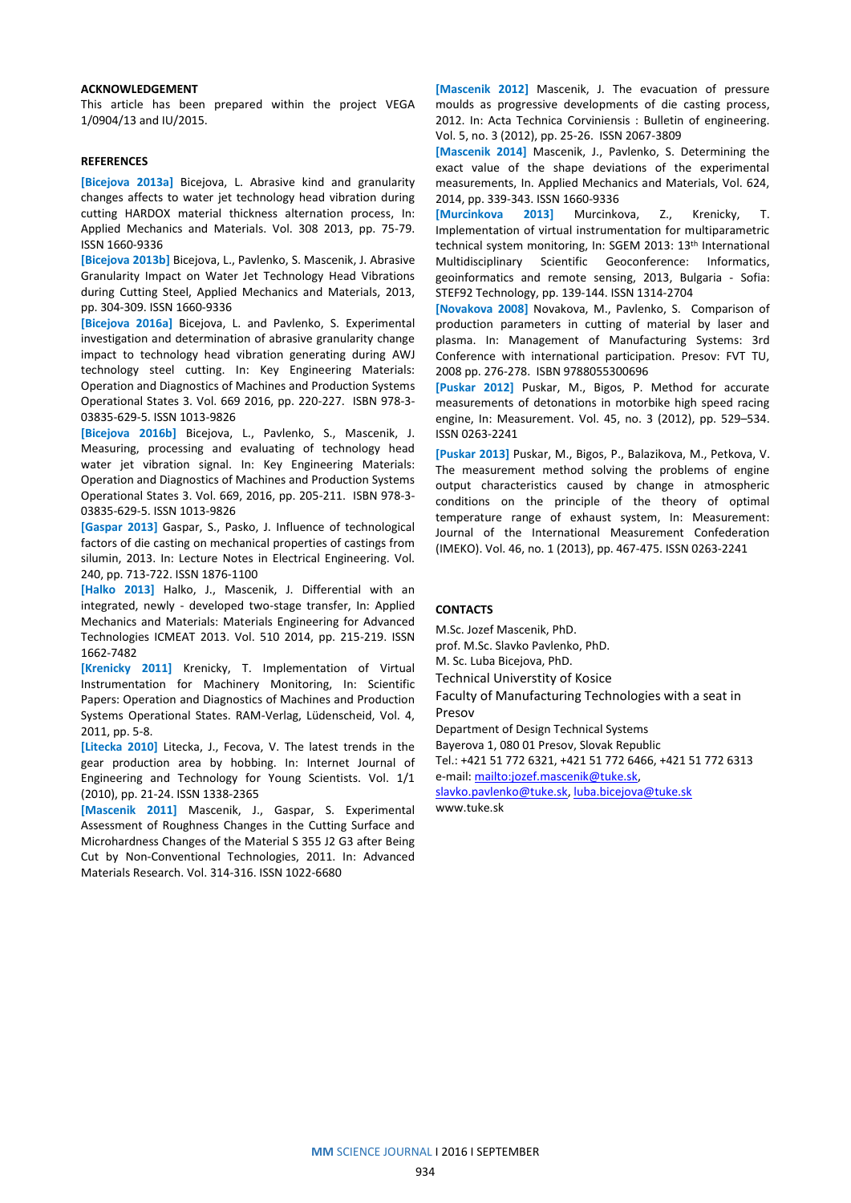**ACKNOWLEDGEMENT**

This article has been prepared within the project VEGA 1/0904/13 and IU/2015.

**REFERENCES**

**[Bicejova 2013a]** Bicejova, L. Abrasive kind and granularity changes affects to water jet technology head vibration during cutting HARDOX material thickness alternation process, In: Applied Mechanics and Materials. Vol. 308 2013, pp. 75-79. ISSN 1660-9336

**[Bicejova 2013b]** Bicejova, L., Pavlenko, S. Mascenik, J. Abrasive Granularity Impact on Water Jet Technology Head Vibrations during Cutting Steel, Applied Mechanics and Materials, 2013, pp. 304-309. ISSN 1660-9336

**[Bicejova 2016a]** Bicejova, L. and Pavlenko, S. Experimental investigation and determination of abrasive granularity change impact to technology head vibration generating during AWJ technology steel cutting. In: Key Engineering Materials: Operation and Diagnostics of Machines and Production Systems Operational States 3. Vol. 669 2016, pp. 220-227. ISBN 978-3-03835-629-5. ISSN 1013-9826

**[Bicejova 2016b]** Bicejova, L., Pavlenko, S., Mascenik, J. Measuring, processing and evaluating of technology head water jet vibration signal. In: Key Engineering Materials: Operation and Diagnostics of Machines and Production Systems Operational States 3. Vol. 669, 2016, pp. 205-211. ISBN 978-3-03835-629-5. ISSN 1013-9826

**[Gaspar 2013]** Gaspar, S., Pasko, J. Influence of technological factors of die casting on mechanical properties of castings from silumin, 2013. In: Lecture Notes in Electrical Engineering. Vol. 240, pp. 713-722. ISSN 1876-1100

**[Halko 2013]** Halko, J., Mascenik, J. Differential with an integrated, newly - developed two-stage transfer, In: Applied Mechanics and Materials: Materials Engineering for Advanced Technologies ICMEAT 2013. Vol. 510 2014, pp. 215-219. ISSN 1662-7482

**[Krenicky 2011]** Krenicky, T. Implementation of Virtual Instrumentation for Machinery Monitoring, In: Scientific Papers: Operation and Diagnostics of Machines and Production Systems Operational States. RAM-Verlag, Lüdenscheid, Vol. 4, 2011, pp. 5-8.

**[Litecka 2010]** Litecka, J., Fecova, V. The latest trends in the gear production area by hobbing. In: Internet Journal of Engineering and Technology for Young Scientists. Vol. 1/1 (2010), pp. 21-24. ISSN 1338-2365

**[Mascenik 2011]** Mascenik, J., Gaspar, S. Experimental Assessment of Roughness Changes in the Cutting Surface and Microhardness Changes of the Material S 355 J2 G3 after Being Cut by Non-Conventional Technologies, 2011. In: Advanced Materials Research. Vol. 314-316. ISSN 1022-6680

**[Mascenik 2012]** Mascenik, J. The evacuation of pressure moulds as progressive developments of die casting process, 2012. In: Acta Technica Corviniensis : Bulletin of engineering. Vol. 5, no. 3 (2012), pp. 25-26. ISSN 2067-3809

**[Mascenik 2014]** Mascenik, J., Pavlenko, S. Determining the exact value of the shape deviations of the experimental measurements, In. Applied Mechanics and Materials, Vol. 624, 2014, pp. 339-343. ISSN 1660-9336

**[Murcinkova 2013]** Murcinkova, Z., Krenicky, T. Implementation of virtual instrumentation for multiparametric technical system monitoring, In: SGEM 2013: 13th International Multidisciplinary Scientific Geoconference: Informatics, geoinformatics and remote sensing, 2013, Bulgaria - Sofia: STEF92 Technology, pp. 139-144. ISSN 1314-2704

**[Novakova 2008]** Novakova, M., Pavlenko, S. Comparison of production parameters in cutting of material by laser and plasma. In: Management of Manufacturing Systems: 3rd Conference with international participation. Presov: FVT TU, 2008 pp. 276-278. ISBN 9788055300696

**[Puskar 2012]** Puskar, M., Bigos, P. Method for accurate measurements of detonations in motorbike high speed racing engine, In: Measurement. Vol. 45, no. 3 (2012), pp. 529–534. ISSN 0263-2241

**[Puskar 2013]** Puskar, M., Bigos, P., Balazikova, M., Petkova, V. The measurement method solving the problems of engine output characteristics caused by change in atmospheric conditions on the principle of the theory of optimal temperature range of exhaust system, In: Measurement: Journal of the International Measurement Confederation (IMEKO). Vol. 46, no. 1 (2013), pp. 467-475. ISSN 0263-2241

**CONTACTS**

M.Sc. Jozef Mascenik, PhD.
prof. M.Sc. Slavko Pavlenko, PhD.
M. Sc. Luba Bicejova, PhD.
Technical Universtity of Kosice
Faculty of Manufacturing Technologies with a seat in Presov
Department of Design Technical Systems
Bayerova 1, 080 01 Presov, Slovak Republic
Tel.: +421 51 772 6321, +421 51 772 6466, +421 51 772 6313
e-mail: mailto:jozef.mascenik@tuke.sk, slavko.pavlenko@tuke.sk, luba.bicejova@tuke.sk
www.tuke.sk